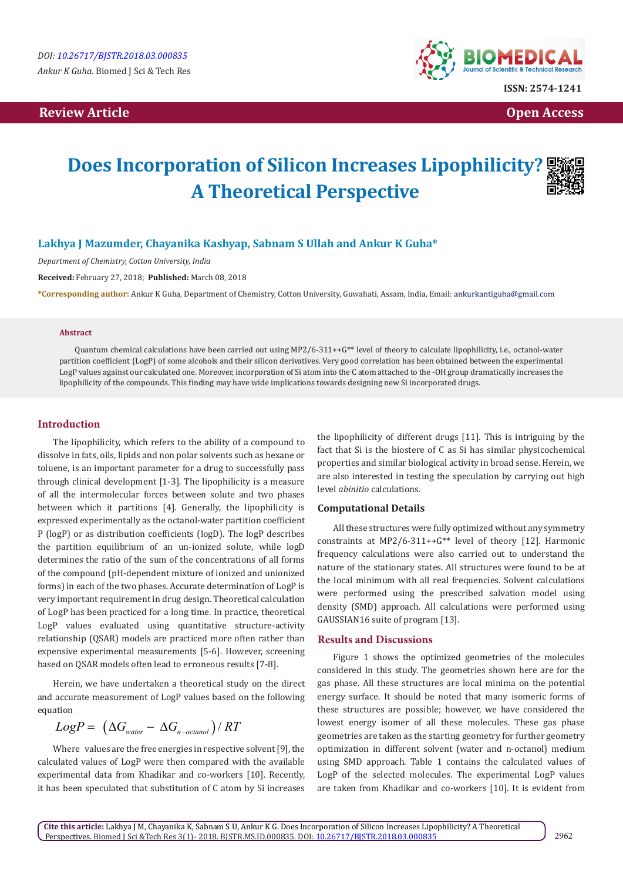# Does Incorporation of Silicon Increases Lipophilicity? A Theoretical Perspective

**Lakhya J Mazumder, Chayanika Kashyap, Sabnam S Ullah and Ankur K Guha***

*Department of Chemistry, Cotton University, India*

**Received:** February 27, 2018; **Published:** March 08, 2018

***Corresponding author:** Ankur K Guha, Department of Chemistry, Cotton University, Guwahati, Assam, India, Email: ankurkantiguha@gmail.com

**Abstract**

Quantum chemical calculations have been carried out using MP2/6-311++G** level of theory to calculate lipophilicity, i.e., octanol-water partition coefficient (LogP) of some alcohols and their silicon derivatives. Very good correlation has been obtained between the experimental LogP values against our calculated one. Moreover, incorporation of Si atom into the C atom attached to the -OH group dramatically increases the lipophilicity of the compounds. This finding may have wide implications towards designing new Si incorporated drugs.

## Introduction

The lipophilicity, which refers to the ability of a compound to dissolve in fats, oils, lipids and non polar solvents such as hexane or toluene, is an important parameter for a drug to successfully pass through clinical development [1-3]. The lipophilicity is a measure of all the intermolecular forces between solute and two phases between which it partitions [4]. Generally, the lipophilicity is expressed experimentally as the octanol-water partition coefficient P (logP) or as distribution coefficients (logD). The logP describes the partition equilibrium of an un-ionized solute, while logD determines the ratio of the sum of the concentrations of all forms of the compound (pH-dependent mixture of ionized and unionized forms) in each of the two phases. Accurate determination of LogP is very important requirement in drug design. Theoretical calculation of LogP has been practiced for a long time. In practice, theoretical LogP values evaluated using quantitative structure-activity relationship (QSAR) models are practiced more often rather than expensive experimental measurements [5-6]. However, screening based on QSAR models often lead to erroneous results [7-8].

Herein, we have undertaken a theoretical study on the direct and accurate measurement of LogP values based on the following equation

$$LogP = \left(\Delta G_{water} - \Delta G_{n-octanol}\right) / RT$$

Where values are the free energies in respective solvent [9], the calculated values of LogP were then compared with the available experimental data from Khadikar and co-workers [10]. Recently, it has been speculated that substitution of C atom by Si increases the lipophilicity of different drugs [11]. This is intriguing by the fact that Si is the biostere of C as Si has similar physicochemical properties and similar biological activity in broad sense. Herein, we are also interested in testing the speculation by carrying out high level *abinitio* calculations.

### Computational Details

All these structures were fully optimized without any symmetry constraints at MP2/6-311++G** level of theory [12]. Harmonic frequency calculations were also carried out to understand the nature of the stationary states. All structures were found to be at the local minimum with all real frequencies. Solvent calculations were performed using the prescribed salvation model using density (SMD) approach. All calculations were performed using GAUSSIAN16 suite of program [13].

## Results and Discussions

Figure 1 shows the optimized geometries of the molecules considered in this study. The geometries shown here are for the gas phase. All these structures are local minima on the potential energy surface. It should be noted that many isomeric forms of these structures are possible; however, we have considered the lowest energy isomer of all these molecules. These gas phase geometries are taken as the starting geometry for further geometry optimization in different solvent (water and n-octanol) medium using SMD approach. Table 1 contains the calculated values of LogP of the selected molecules. The experimental LogP values are taken from Khadikar and co-workers [10]. It is evident from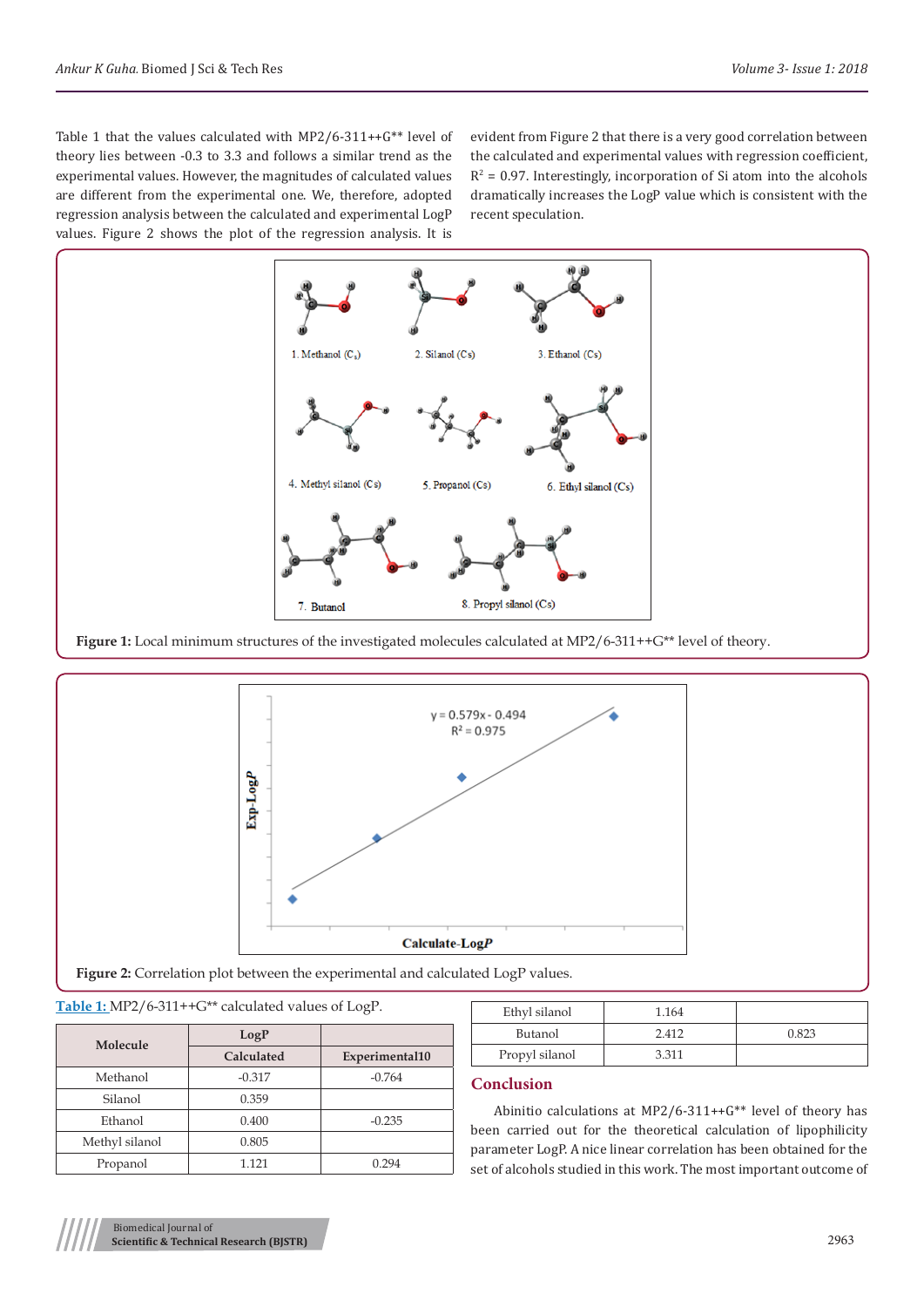Table 1 that the values calculated with MP2/6-311++G** level of theory lies between -0.3 to 3.3 and follows a similar trend as the experimental values. However, the magnitudes of calculated values are different from the experimental one. We, therefore, adopted regression analysis between the calculated and experimental LogP values. Figure 2 shows the plot of the regression analysis. It is evident from Figure 2 that there is a very good correlation between the calculated and experimental values with regression coefficient, $R^2$ = 0.97. Interestingly, incorporation of Si atom into the alcohols dramatically increases the LogP value which is consistent with the recent speculation.

**Figure 1:** Local minimum structures of the investigated molecules calculated at MP2/6-311++G** level of theory.

**Figure 2:** Correlation plot between the experimental and calculated LogP values.

Table 1: MP2/6-311++G** calculated values of LogP.

| Molecule | LogP | |
|---|---|---|
| | Calculated | Experimental10 |
| Methanol | -0.317 | -0.764 |
| Silanol | 0.359 | |
| Ethanol | 0.400 | -0.235 |
| Methyl silanol | 0.805 | |
| Propanol | 1.121 | 0.294 |
| Ethyl silanol | 1.164 | |
| Butanol | 2.412 | 0.823 |
| Propyl silanol | 3.311 | |

## Conclusion

Abinitio calculations at MP2/6-311++G** level of theory has been carried out for the theoretical calculation of lipophilicity parameter LogP. A nice linear correlation has been obtained for the set of alcohols studied in this work. The most important outcome of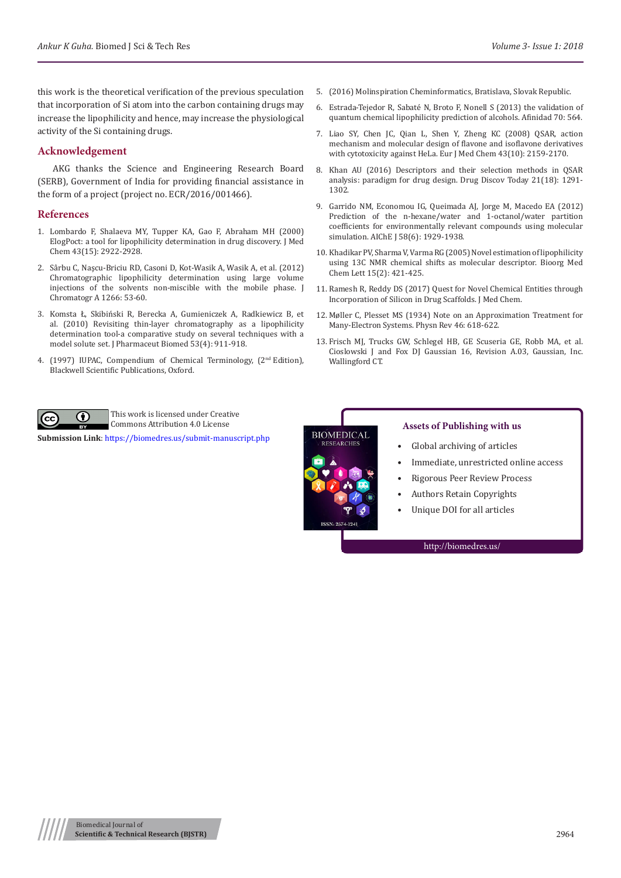this work is the theoretical verification of the previous speculation that incorporation of Si atom into the carbon containing drugs may increase the lipophilicity and hence, may increase the physiological activity of the Si containing drugs.

## Acknowledgement

AKG thanks the Science and Engineering Research Board (SERB), Government of India for providing financial assistance in the form of a project (project no. ECR/2016/001466).

## References

1. Lombardo F, Shalaeva MY, Tupper KA, Gao F, Abraham MH (2000) ElogPoct: a tool for lipophilicity determination in drug discovery. J Med Chem 43(15): 2922-2928.
2. Sârbu C, Naşcu-Briciu RD, Casoni D, Kot-Wasik A, Wasik A, et al. (2012) Chromatographic lipophilicity determination using large volume injections of the solvents non-miscible with the mobile phase. J Chromatogr A 1266: 53-60.
3. Komsta Ł, Skibiński R, Berecka A, Gumieniczek A, Radkiewicz B, et al. (2010) Revisiting thin-layer chromatography as a lipophilicity determination tool-a comparative study on several techniques with a model solute set. J Pharmaceut Biomed 53(4): 911-918.
4. (1997) IUPAC, Compendium of Chemical Terminology, (2nd Edition), Blackwell Scientific Publications, Oxford.
5. (2016) Molinspiration Cheminformatics, Bratislava, Slovak Republic.
6. Estrada-Tejedor R, Sabaté N, Broto F, Nonell S (2013) the validation of quantum chemical lipophilicity prediction of alcohols. Afinidad 70: 564.
7. Liao SY, Chen JC, Qian L, Shen Y, Zheng KC (2008) QSAR, action mechanism and molecular design of flavone and isoflavone derivatives with cytotoxicity against HeLa. Eur J Med Chem 43(10): 2159-2170.
8. Khan AU (2016) Descriptors and their selection methods in QSAR analysis: paradigm for drug design. Drug Discov Today 21(18): 1291-1302.
9. Garrido NM, Economou IG, Queimada AJ, Jorge M, Macedo EA (2012) Prediction of the n-hexane/water and 1-octanol/water partition coefficients for environmentally relevant compounds using molecular simulation. AIChE J 58(6): 1929-1938.
10. Khadikar PV, Sharma V, Varma RG (2005) Novel estimation of lipophilicity using 13C NMR chemical shifts as molecular descriptor. Bioorg Med Chem Lett 15(2): 421-425.
11. Ramesh R, Reddy DS (2017) Quest for Novel Chemical Entities through Incorporation of Silicon in Drug Scaffolds. J Med Chem.
12. Møller C, Plesset MS (1934) Note on an Approximation Treatment for Many-Electron Systems. Physn Rev 46: 618-622.
13. Frisch MJ, Trucks GW, Schlegel HB, GE Scuseria GE, Robb MA, et al. Cioslowski J and Fox DJ Gaussian 16, Revision A.03, Gaussian, Inc. Wallingford CT.

This work is licensed under Creative Commons Attribution 4.0 License

**Submission Link**: https://biomedres.us/submit-manuscript.php

**Assets of Publishing with us**

- Global archiving of articles
- Immediate, unrestricted online access
- Rigorous Peer Review Process
- Authors Retain Copyrights
- Unique DOI for all articles

http://biomedres.us/